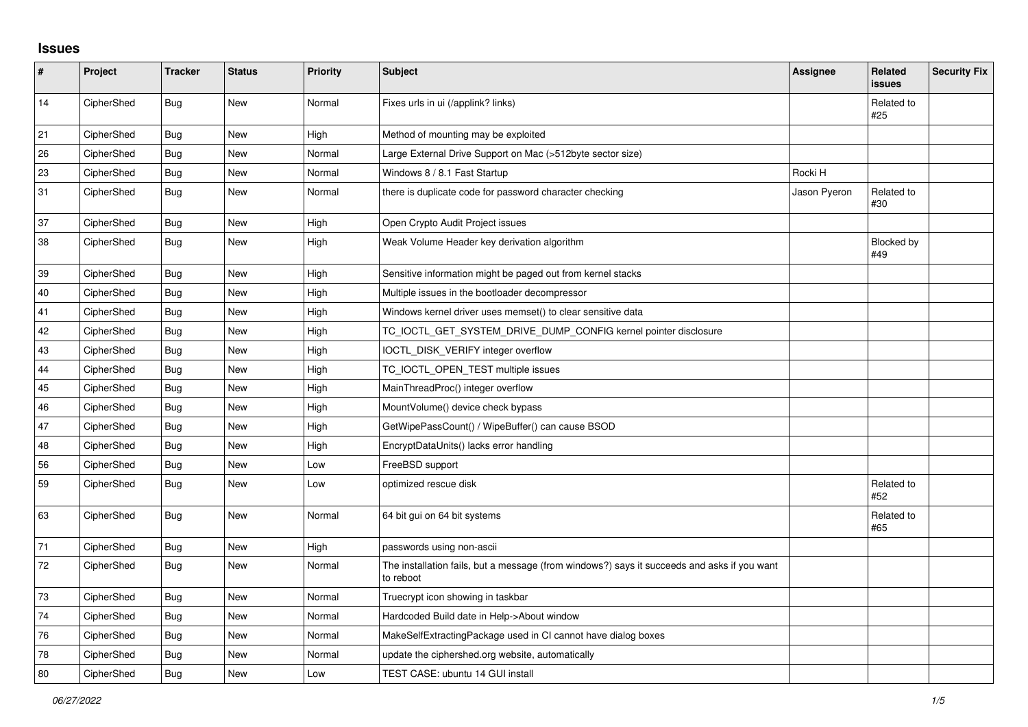## Issues

| # | Project | Tracker | Status | Priority | Subject | Assignee | Related issues | Security Fix |
|---|---|---|---|---|---|---|---|---|
| 14 | CipherShed | Bug | New | Normal | Fixes urls in ui (/applink? links) | | Related to #25 | |
| 21 | CipherShed | Bug | New | High | Method of mounting may be exploited | | | |
| 26 | CipherShed | Bug | New | Normal | Large External Drive Support on Mac (>512byte sector size) | | | |
| 23 | CipherShed | Bug | New | Normal | Windows 8 / 8.1 Fast Startup | Rocki H | | |
| 31 | CipherShed | Bug | New | Normal | there is duplicate code for password character checking | Jason Pyeron | Related to #30 | |
| 37 | CipherShed | Bug | New | High | Open Crypto Audit Project issues | | | |
| 38 | CipherShed | Bug | New | High | Weak Volume Header key derivation algorithm | | Blocked by #49 | |
| 39 | CipherShed | Bug | New | High | Sensitive information might be paged out from kernel stacks | | | |
| 40 | CipherShed | Bug | New | High | Multiple issues in the bootloader decompressor | | | |
| 41 | CipherShed | Bug | New | High | Windows kernel driver uses memset() to clear sensitive data | | | |
| 42 | CipherShed | Bug | New | High | TC_IOCTL_GET_SYSTEM_DRIVE_DUMP_CONFIG kernel pointer disclosure | | | |
| 43 | CipherShed | Bug | New | High | IOCTL_DISK_VERIFY integer overflow | | | |
| 44 | CipherShed | Bug | New | High | TC_IOCTL_OPEN_TEST multiple issues | | | |
| 45 | CipherShed | Bug | New | High | MainThreadProc() integer overflow | | | |
| 46 | CipherShed | Bug | New | High | MountVolume() device check bypass | | | |
| 47 | CipherShed | Bug | New | High | GetWipePassCount() / WipeBuffer() can cause BSOD | | | |
| 48 | CipherShed | Bug | New | High | EncryptDataUnits() lacks error handling | | | |
| 56 | CipherShed | Bug | New | Low | FreeBSD support | | | |
| 59 | CipherShed | Bug | New | Low | optimized rescue disk | | Related to #52 | |
| 63 | CipherShed | Bug | New | Normal | 64 bit gui on 64 bit systems | | Related to #65 | |
| 71 | CipherShed | Bug | New | High | passwords using non-ascii | | | |
| 72 | CipherShed | Bug | New | Normal | The installation fails, but a message (from windows?) says it succeeds and asks if you want to reboot | | | |
| 73 | CipherShed | Bug | New | Normal | Truecrypt icon showing in taskbar | | | |
| 74 | CipherShed | Bug | New | Normal | Hardcoded Build date in Help->About window | | | |
| 76 | CipherShed | Bug | New | Normal | MakeSelfExtractingPackage used in CI cannot have dialog boxes | | | |
| 78 | CipherShed | Bug | New | Normal | update the ciphershed.org website, automatically | | | |
| 80 | CipherShed | Bug | New | Low | TEST CASE: ubuntu 14 GUI install | | | |

*06/27/2022*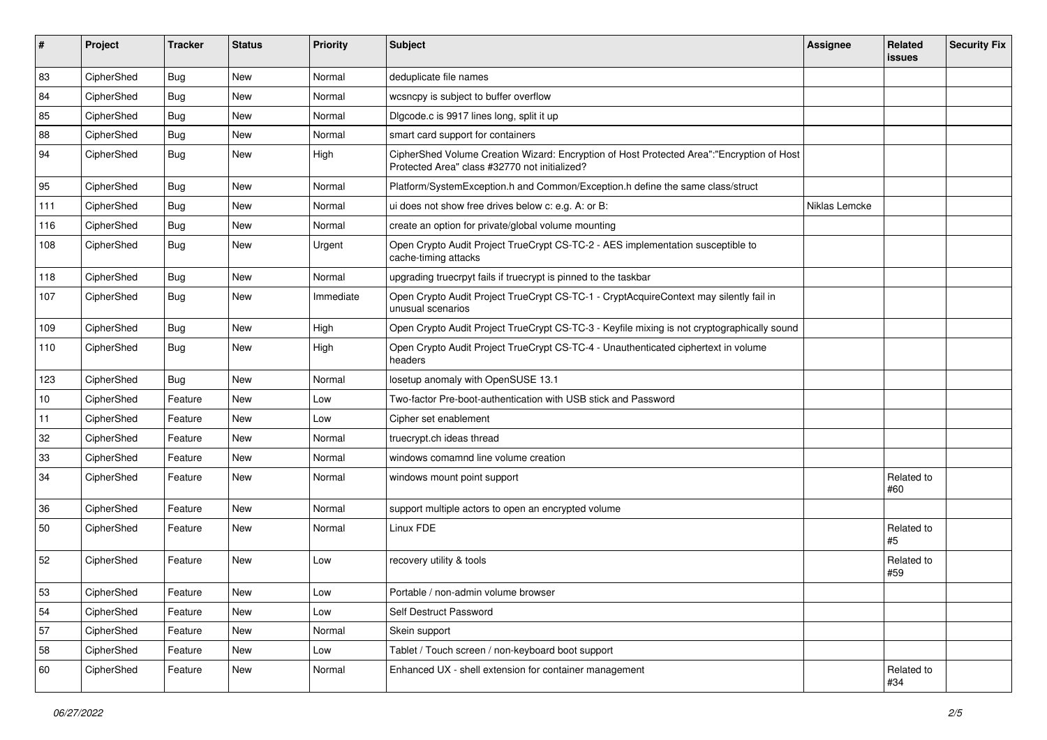| # | Project | Tracker | Status | Priority | Subject | Assignee | Related issues | Security Fix |
|---|---|---|---|---|---|---|---|---|
| 83 | CipherShed | Bug | New | Normal | deduplicate file names | | | |
| 84 | CipherShed | Bug | New | Normal | wcsncpy is subject to buffer overflow | | | |
| 85 | CipherShed | Bug | New | Normal | Dlgcode.c is 9917 lines long, split it up | | | |
| 88 | CipherShed | Bug | New | Normal | smart card support for containers | | | |
| 94 | CipherShed | Bug | New | High | CipherShed Volume Creation Wizard: Encryption of Host Protected Area":"Encryption of Host Protected Area" class #32770 not initialized? | | | |
| 95 | CipherShed | Bug | New | Normal | Platform/SystemException.h and Common/Exception.h define the same class/struct | | | |
| 111 | CipherShed | Bug | New | Normal | ui does not show free drives below c: e.g. A: or B: | Niklas Lemcke | | |
| 116 | CipherShed | Bug | New | Normal | create an option for private/global volume mounting | | | |
| 108 | CipherShed | Bug | New | Urgent | Open Crypto Audit Project TrueCrypt CS-TC-2 - AES implementation susceptible to cache-timing attacks | | | |
| 118 | CipherShed | Bug | New | Normal | upgrading truecrpyt fails if truecrypt is pinned to the taskbar | | | |
| 107 | CipherShed | Bug | New | Immediate | Open Crypto Audit Project TrueCrypt CS-TC-1 - CryptAcquireContext may silently fail in unusual scenarios | | | |
| 109 | CipherShed | Bug | New | High | Open Crypto Audit Project TrueCrypt CS-TC-3 - Keyfile mixing is not cryptographically sound | | | |
| 110 | CipherShed | Bug | New | High | Open Crypto Audit Project TrueCrypt CS-TC-4 - Unauthenticated ciphertext in volume headers | | | |
| 123 | CipherShed | Bug | New | Normal | losetup anomaly with OpenSUSE 13.1 | | | |
| 10 | CipherShed | Feature | New | Low | Two-factor Pre-boot-authentication with USB stick and Password | | | |
| 11 | CipherShed | Feature | New | Low | Cipher set enablement | | | |
| 32 | CipherShed | Feature | New | Normal | truecrypt.ch ideas thread | | | |
| 33 | CipherShed | Feature | New | Normal | windows comamnd line volume creation | | | |
| 34 | CipherShed | Feature | New | Normal | windows mount point support | | Related to #60 | |
| 36 | CipherShed | Feature | New | Normal | support multiple actors to open an encrypted volume | | | |
| 50 | CipherShed | Feature | New | Normal | Linux FDE | | Related to #5 | |
| 52 | CipherShed | Feature | New | Low | recovery utility & tools | | Related to #59 | |
| 53 | CipherShed | Feature | New | Low | Portable / non-admin volume browser | | | |
| 54 | CipherShed | Feature | New | Low | Self Destruct Password | | | |
| 57 | CipherShed | Feature | New | Normal | Skein support | | | |
| 58 | CipherShed | Feature | New | Low | Tablet / Touch screen / non-keyboard boot support | | | |
| 60 | CipherShed | Feature | New | Normal | Enhanced UX - shell extension for container management | | Related to #34 | |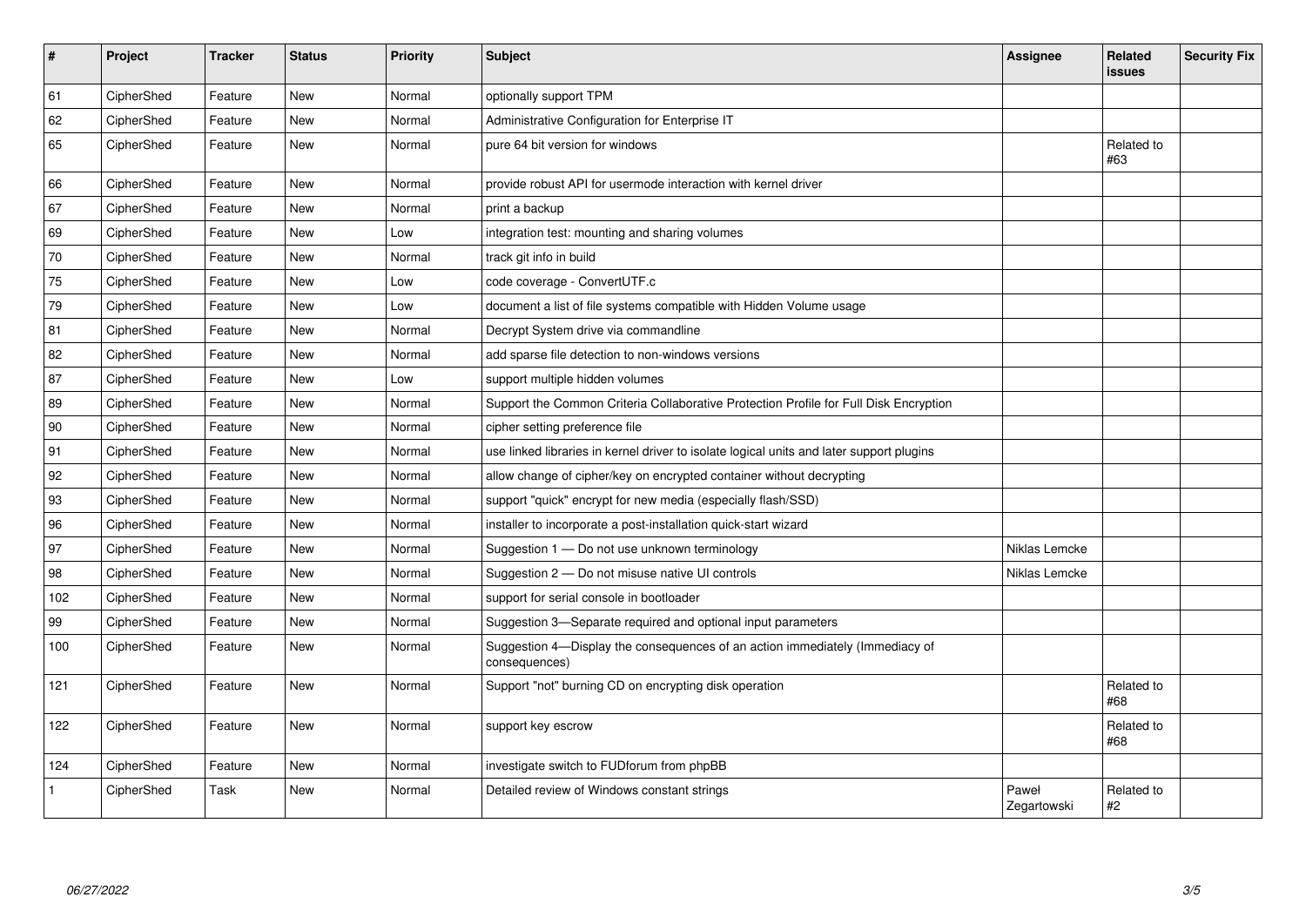| # | Project | Tracker | Status | Priority | Subject | Assignee | Related issues | Security Fix |
|---|---|---|---|---|---|---|---|---|
| 61 | CipherShed | Feature | New | Normal | optionally support TPM | | | |
| 62 | CipherShed | Feature | New | Normal | Administrative Configuration for Enterprise IT | | | |
| 65 | CipherShed | Feature | New | Normal | pure 64 bit version for windows | | Related to #63 | |
| 66 | CipherShed | Feature | New | Normal | provide robust API for usermode interaction with kernel driver | | | |
| 67 | CipherShed | Feature | New | Normal | print a backup | | | |
| 69 | CipherShed | Feature | New | Low | integration test: mounting and sharing volumes | | | |
| 70 | CipherShed | Feature | New | Normal | track git info in build | | | |
| 75 | CipherShed | Feature | New | Low | code coverage - ConvertUTF.c | | | |
| 79 | CipherShed | Feature | New | Low | document a list of file systems compatible with Hidden Volume usage | | | |
| 81 | CipherShed | Feature | New | Normal | Decrypt System drive via commandline | | | |
| 82 | CipherShed | Feature | New | Normal | add sparse file detection to non-windows versions | | | |
| 87 | CipherShed | Feature | New | Low | support multiple hidden volumes | | | |
| 89 | CipherShed | Feature | New | Normal | Support the Common Criteria Collaborative Protection Profile for Full Disk Encryption | | | |
| 90 | CipherShed | Feature | New | Normal | cipher setting preference file | | | |
| 91 | CipherShed | Feature | New | Normal | use linked libraries in kernel driver to isolate logical units and later support plugins | | | |
| 92 | CipherShed | Feature | New | Normal | allow change of cipher/key on encrypted container without decrypting | | | |
| 93 | CipherShed | Feature | New | Normal | support "quick" encrypt for new media (especially flash/SSD) | | | |
| 96 | CipherShed | Feature | New | Normal | installer to incorporate a post-installation quick-start wizard | | | |
| 97 | CipherShed | Feature | New | Normal | Suggestion 1 — Do not use unknown terminology | Niklas Lemcke | | |
| 98 | CipherShed | Feature | New | Normal | Suggestion 2 — Do not misuse native UI controls | Niklas Lemcke | | |
| 102 | CipherShed | Feature | New | Normal | support for serial console in bootloader | | | |
| 99 | CipherShed | Feature | New | Normal | Suggestion 3—Separate required and optional input parameters | | | |
| 100 | CipherShed | Feature | New | Normal | Suggestion 4—Display the consequences of an action immediately (Immediacy of consequences) | | | |
| 121 | CipherShed | Feature | New | Normal | Support "not" burning CD on encrypting disk operation | | Related to #68 | |
| 122 | CipherShed | Feature | New | Normal | support key escrow | | Related to #68 | |
| 124 | CipherShed | Feature | New | Normal | investigate switch to FUDforum from phpBB | | | |
| 1 | CipherShed | Task | New | Normal | Detailed review of Windows constant strings | Paweł Zegartowski | Related to #2 | |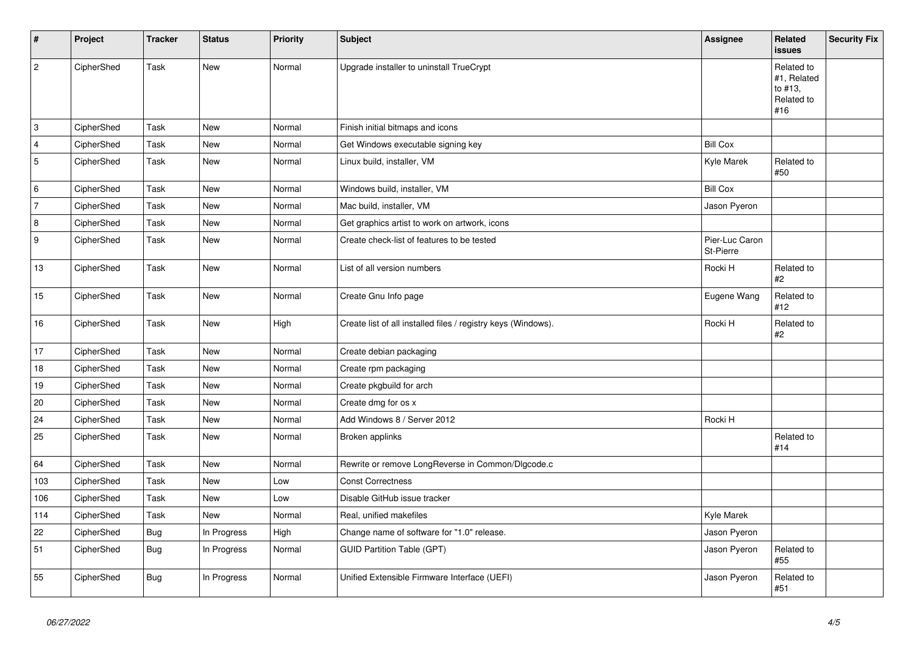| # | Project | Tracker | Status | Priority | Subject | Assignee | Related issues | Security Fix |
|---|---|---|---|---|---|---|---|---|
| 2 | CipherShed | Task | New | Normal | Upgrade installer to uninstall TrueCrypt | | Related to #1, Related to #13, Related to #16 | |
| 3 | CipherShed | Task | New | Normal | Finish initial bitmaps and icons | | | |
| 4 | CipherShed | Task | New | Normal | Get Windows executable signing key | Bill Cox | | |
| 5 | CipherShed | Task | New | Normal | Linux build, installer, VM | Kyle Marek | Related to #50 | |
| 6 | CipherShed | Task | New | Normal | Windows build, installer, VM | Bill Cox | | |
| 7 | CipherShed | Task | New | Normal | Mac build, installer, VM | Jason Pyeron | | |
| 8 | CipherShed | Task | New | Normal | Get graphics artist to work on artwork, icons | | | |
| 9 | CipherShed | Task | New | Normal | Create check-list of features to be tested | Pier-Luc Caron St-Pierre | | |
| 13 | CipherShed | Task | New | Normal | List of all version numbers | Rocki H | Related to #2 | |
| 15 | CipherShed | Task | New | Normal | Create Gnu Info page | Eugene Wang | Related to #12 | |
| 16 | CipherShed | Task | New | High | Create list of all installed files / registry keys (Windows). | Rocki H | Related to #2 | |
| 17 | CipherShed | Task | New | Normal | Create debian packaging | | | |
| 18 | CipherShed | Task | New | Normal | Create rpm packaging | | | |
| 19 | CipherShed | Task | New | Normal | Create pkgbuild for arch | | | |
| 20 | CipherShed | Task | New | Normal | Create dmg for os x | | | |
| 24 | CipherShed | Task | New | Normal | Add Windows 8 / Server 2012 | Rocki H | | |
| 25 | CipherShed | Task | New | Normal | Broken applinks | | Related to #14 | |
| 64 | CipherShed | Task | New | Normal | Rewrite or remove LongReverse in Common/Dlgcode.c | | | |
| 103 | CipherShed | Task | New | Low | Const Correctness | | | |
| 106 | CipherShed | Task | New | Low | Disable GitHub issue tracker | | | |
| 114 | CipherShed | Task | New | Normal | Real, unified makefiles | Kyle Marek | | |
| 22 | CipherShed | Bug | In Progress | High | Change name of software for "1.0" release. | Jason Pyeron | | |
| 51 | CipherShed | Bug | In Progress | Normal | GUID Partition Table (GPT) | Jason Pyeron | Related to #55 | |
| 55 | CipherShed | Bug | In Progress | Normal | Unified Extensible Firmware Interface (UEFI) | Jason Pyeron | Related to #51 | |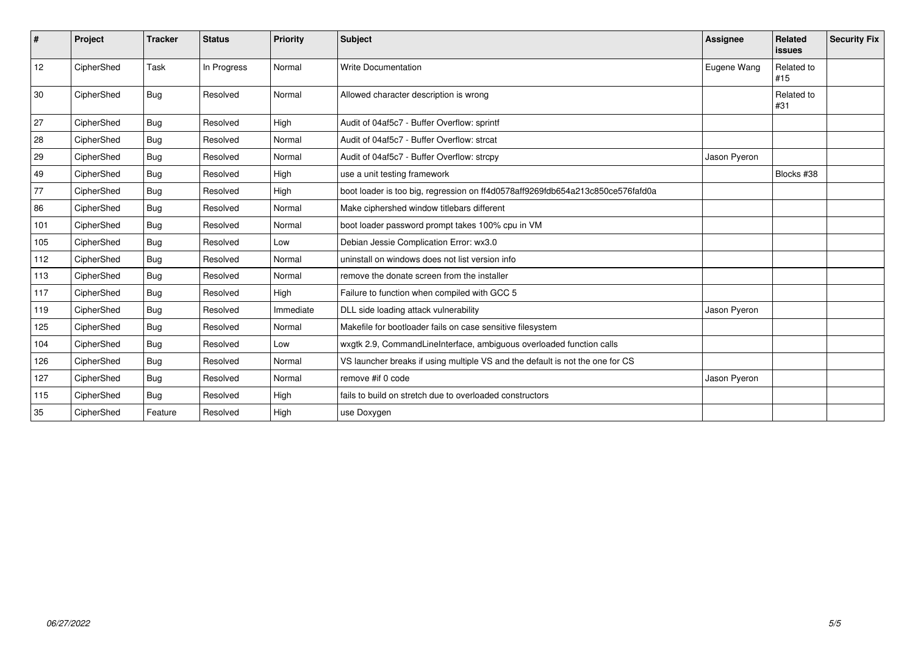| # | Project | Tracker | Status | Priority | Subject | Assignee | Related issues | Security Fix |
|---|---|---|---|---|---|---|---|---|
| 12 | CipherShed | Task | In Progress | Normal | Write Documentation | Eugene Wang | Related to #15 | |
| 30 | CipherShed | Bug | Resolved | Normal | Allowed character description is wrong | | Related to #31 | |
| 27 | CipherShed | Bug | Resolved | High | Audit of 04af5c7 - Buffer Overflow: sprintf | | | |
| 28 | CipherShed | Bug | Resolved | Normal | Audit of 04af5c7 - Buffer Overflow: strcat | | | |
| 29 | CipherShed | Bug | Resolved | Normal | Audit of 04af5c7 - Buffer Overflow: strcpy | Jason Pyeron | | |
| 49 | CipherShed | Bug | Resolved | High | use a unit testing framework | | Blocks #38 | |
| 77 | CipherShed | Bug | Resolved | High | boot loader is too big, regression on ff4d0578aff9269fdb654a213c850ce576fafd0a | | | |
| 86 | CipherShed | Bug | Resolved | Normal | Make ciphershed window titlebars different | | | |
| 101 | CipherShed | Bug | Resolved | Normal | boot loader password prompt takes 100% cpu in VM | | | |
| 105 | CipherShed | Bug | Resolved | Low | Debian Jessie Complication Error: wx3.0 | | | |
| 112 | CipherShed | Bug | Resolved | Normal | uninstall on windows does not list version info | | | |
| 113 | CipherShed | Bug | Resolved | Normal | remove the donate screen from the installer | | | |
| 117 | CipherShed | Bug | Resolved | High | Failure to function when compiled with GCC 5 | | | |
| 119 | CipherShed | Bug | Resolved | Immediate | DLL side loading attack vulnerability | Jason Pyeron | | |
| 125 | CipherShed | Bug | Resolved | Normal | Makefile for bootloader fails on case sensitive filesystem | | | |
| 104 | CipherShed | Bug | Resolved | Low | wxgtk 2.9, CommandLineInterface, ambiguous overloaded function calls | | | |
| 126 | CipherShed | Bug | Resolved | Normal | VS launcher breaks if using multiple VS and the default is not the one for CS | | | |
| 127 | CipherShed | Bug | Resolved | Normal | remove #if 0 code | Jason Pyeron | | |
| 115 | CipherShed | Bug | Resolved | High | fails to build on stretch due to overloaded constructors | | | |
| 35 | CipherShed | Feature | Resolved | High | use Doxygen | | | |